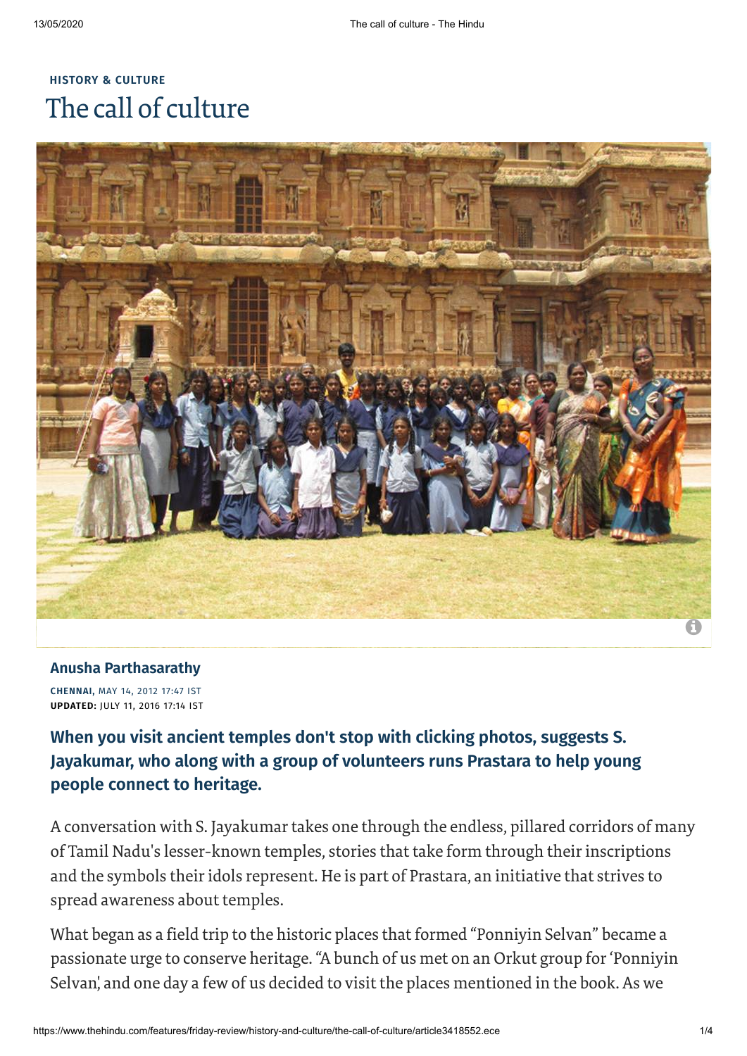**HISTORY & CULTURE**

# The call of culture

**Anusha Parthasarathy**

**CHENNAI,** MAY 14, 2012 17:47 IST
**UPDATED:** JULY 11, 2016 17:14 IST

## When you visit ancient temples don't stop with clicking photos, suggests S. Jayakumar, who along with a group of volunteers runs Prastara to help young people connect to heritage.

A conversation with S. Jayakumar takes one through the endless, pillared corridors of many of Tamil Nadu's lesser-known temples, stories that take form through their inscriptions and the symbols their idols represent. He is part of Prastara, an initiative that strives to spread awareness about temples.

What began as a field trip to the historic places that formed "Ponniyin Selvan" became a passionate urge to conserve heritage. "A bunch of us met on an Orkut group for 'Ponniyin Selvan', and one day a few of us decided to visit the places mentioned in the book. As we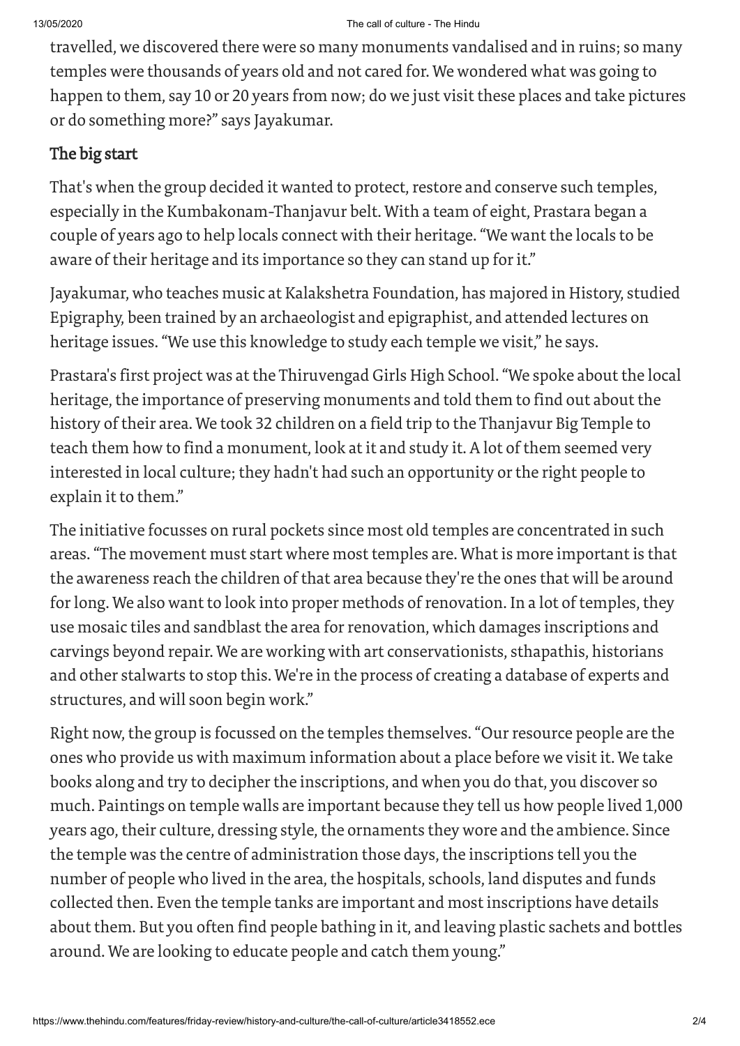travelled, we discovered there were so many monuments vandalised and in ruins; so many temples were thousands of years old and not cared for. We wondered what was going to happen to them, say 10 or 20 years from now; do we just visit these places and take pictures or do something more?" says Jayakumar.

## The big start

That's when the group decided it wanted to protect, restore and conserve such temples, especially in the Kumbakonam-Thanjavur belt. With a team of eight, Prastara began a couple of years ago to help locals connect with their heritage. "We want the locals to be aware of their heritage and its importance so they can stand up for it."

Jayakumar, who teaches music at Kalakshetra Foundation, has majored in History, studied Epigraphy, been trained by an archaeologist and epigraphist, and attended lectures on heritage issues. "We use this knowledge to study each temple we visit," he says.

Prastara's first project was at the Thiruvengad Girls High School. "We spoke about the local heritage, the importance of preserving monuments and told them to find out about the history of their area. We took 32 children on a field trip to the Thanjavur Big Temple to teach them how to find a monument, look at it and study it. A lot of them seemed very interested in local culture; they hadn't had such an opportunity or the right people to explain it to them."

The initiative focusses on rural pockets since most old temples are concentrated in such areas. "The movement must start where most temples are. What is more important is that the awareness reach the children of that area because they're the ones that will be around for long. We also want to look into proper methods of renovation. In a lot of temples, they use mosaic tiles and sandblast the area for renovation, which damages inscriptions and carvings beyond repair. We are working with art conservationists, sthapathis, historians and other stalwarts to stop this. We're in the process of creating a database of experts and structures, and will soon begin work."

Right now, the group is focussed on the temples themselves. "Our resource people are the ones who provide us with maximum information about a place before we visit it. We take books along and try to decipher the inscriptions, and when you do that, you discover so much. Paintings on temple walls are important because they tell us how people lived 1,000 years ago, their culture, dressing style, the ornaments they wore and the ambience. Since the temple was the centre of administration those days, the inscriptions tell you the number of people who lived in the area, the hospitals, schools, land disputes and funds collected then. Even the temple tanks are important and most inscriptions have details about them. But you often find people bathing in it, and leaving plastic sachets and bottles around. We are looking to educate people and catch them young."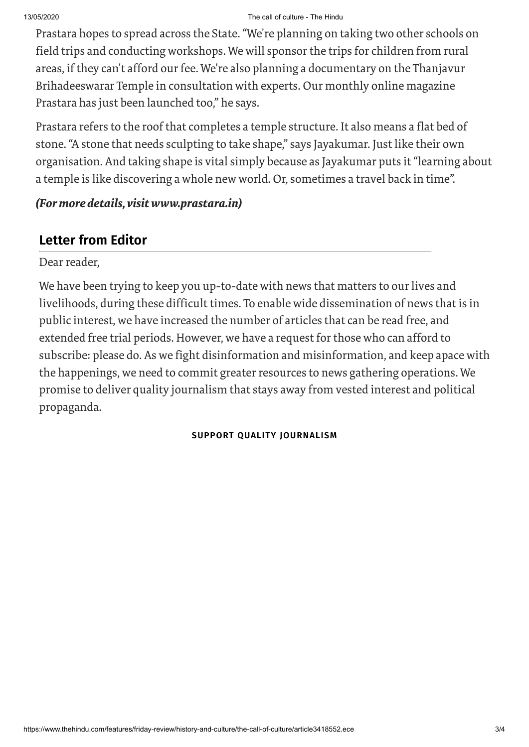Prastara hopes to spread across the State. "We're planning on taking two other schools on field trips and conducting workshops. We will sponsor the trips for children from rural areas, if they can't afford our fee. We're also planning a documentary on the Thanjavur Brihadeeswarar Temple in consultation with experts. Our monthly online magazine Prastara has just been launched too," he says.

Prastara refers to the roof that completes a temple structure. It also means a flat bed of stone. "A stone that needs sculpting to take shape," says Jayakumar. Just like their own organisation. And taking shape is vital simply because as Jayakumar puts it "learning about a temple is like discovering a whole new world. Or, sometimes a travel back in time".

***(For more details, visit www.prastara.in)***

## Letter from Editor

Dear reader,

We have been trying to keep you up-to-date with news that matters to our lives and livelihoods, during these difficult times. To enable wide dissemination of news that is in public interest, we have increased the number of articles that can be read free, and extended free trial periods. However, we have a request for those who can afford to subscribe: please do. As we fight disinformation and misinformation, and keep apace with the happenings, we need to commit greater resources to news gathering operations. We promise to deliver quality journalism that stays away from vested interest and political propaganda.

**SUPPORT QUALITY JOURNALISM**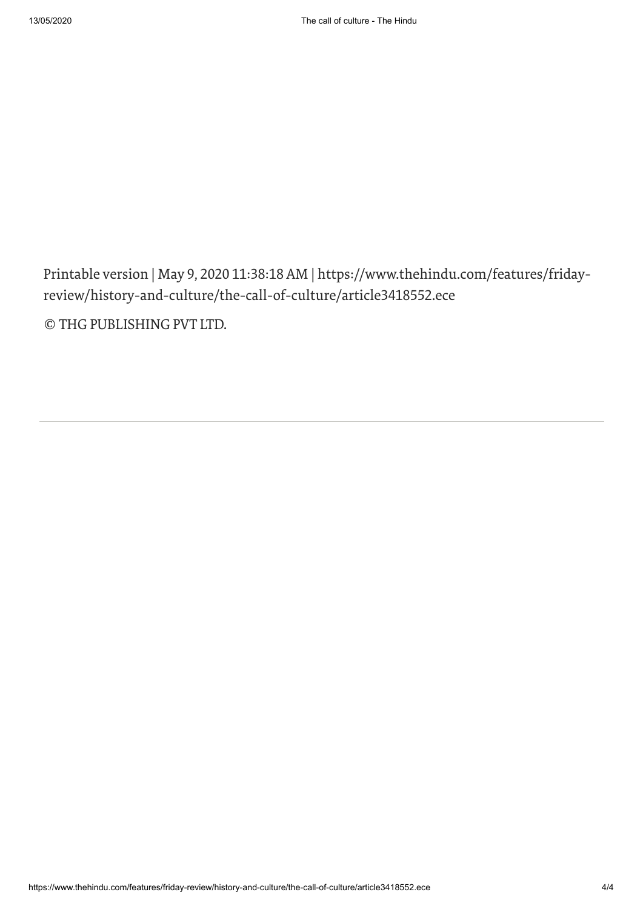Printable version | May 9, 2020 11:38:18 AM | https://www.thehindu.com/features/friday-review/history-and-culture/the-call-of-culture/article3418552.ece

© THG PUBLISHING PVT LTD.